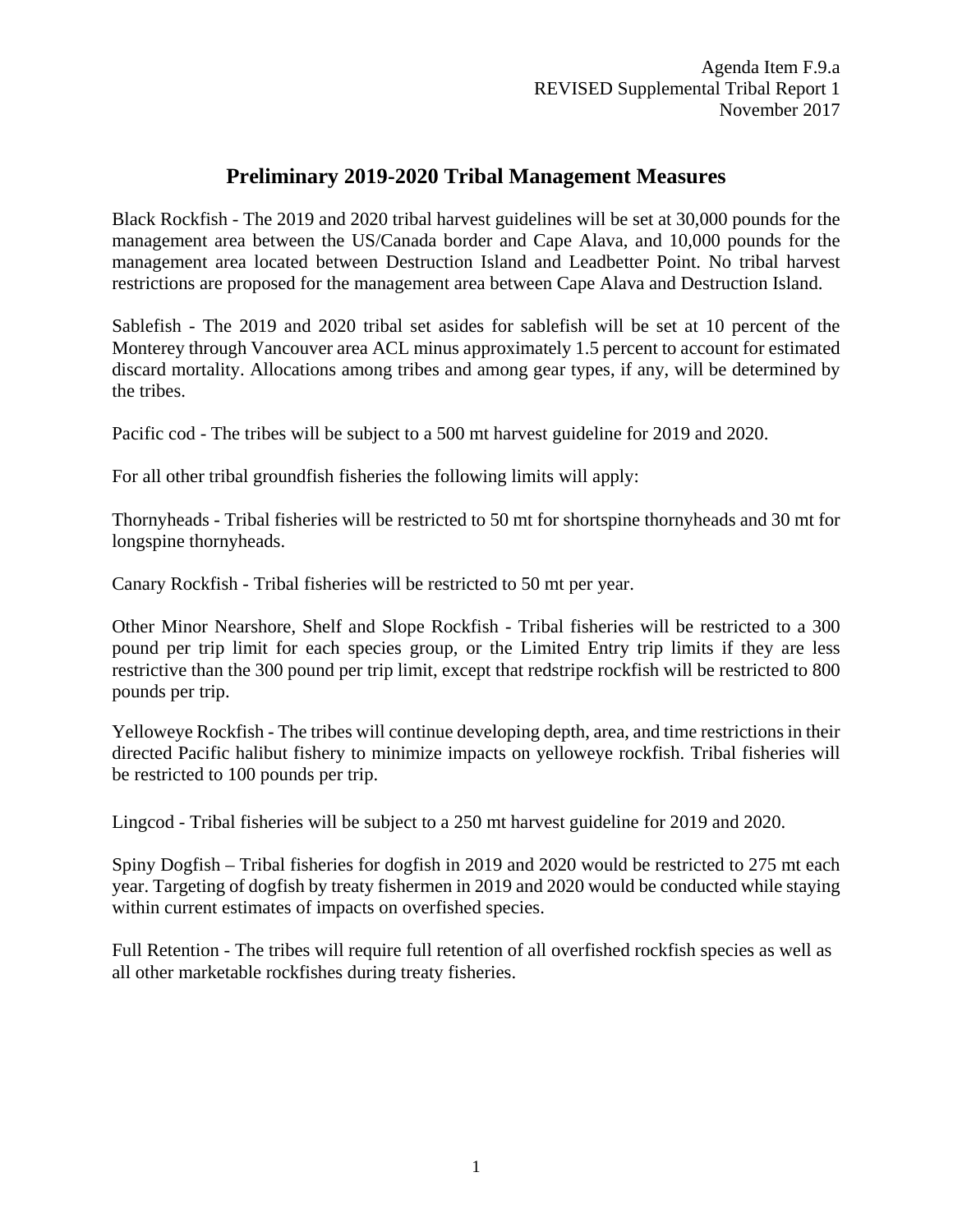Agenda Item F.9.a
REVISED Supplemental Tribal Report 1
November 2017

# Preliminary 2019-2020 Tribal Management Measures

Black Rockfish - The 2019 and 2020 tribal harvest guidelines will be set at 30,000 pounds for the management area between the US/Canada border and Cape Alava, and 10,000 pounds for the management area located between Destruction Island and Leadbetter Point. No tribal harvest restrictions are proposed for the management area between Cape Alava and Destruction Island.

Sablefish - The 2019 and 2020 tribal set asides for sablefish will be set at 10 percent of the Monterey through Vancouver area ACL minus approximately 1.5 percent to account for estimated discard mortality. Allocations among tribes and among gear types, if any, will be determined by the tribes.

Pacific cod - The tribes will be subject to a 500 mt harvest guideline for 2019 and 2020.

For all other tribal groundfish fisheries the following limits will apply:

Thornyheads - Tribal fisheries will be restricted to 50 mt for shortspine thornyheads and 30 mt for longspine thornyheads.

Canary Rockfish - Tribal fisheries will be restricted to 50 mt per year.

Other Minor Nearshore, Shelf and Slope Rockfish - Tribal fisheries will be restricted to a 300 pound per trip limit for each species group, or the Limited Entry trip limits if they are less restrictive than the 300 pound per trip limit, except that redstripe rockfish will be restricted to 800 pounds per trip.

Yelloweye Rockfish - The tribes will continue developing depth, area, and time restrictions in their directed Pacific halibut fishery to minimize impacts on yelloweye rockfish. Tribal fisheries will be restricted to 100 pounds per trip.

Lingcod - Tribal fisheries will be subject to a 250 mt harvest guideline for 2019 and 2020.

Spiny Dogfish – Tribal fisheries for dogfish in 2019 and 2020 would be restricted to 275 mt each year. Targeting of dogfish by treaty fishermen in 2019 and 2020 would be conducted while staying within current estimates of impacts on overfished species.

Full Retention - The tribes will require full retention of all overfished rockfish species as well as all other marketable rockfishes during treaty fisheries.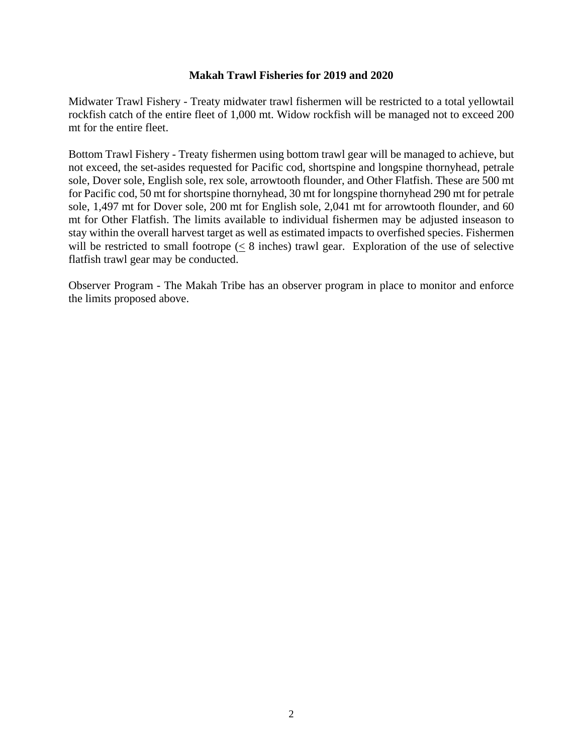**Makah Trawl Fisheries for 2019 and 2020**

Midwater Trawl Fishery - Treaty midwater trawl fishermen will be restricted to a total yellowtail rockfish catch of the entire fleet of 1,000 mt. Widow rockfish will be managed not to exceed 200 mt for the entire fleet.

Bottom Trawl Fishery - Treaty fishermen using bottom trawl gear will be managed to achieve, but not exceed, the set-asides requested for Pacific cod, shortspine and longspine thornyhead, petrale sole, Dover sole, English sole, rex sole, arrowtooth flounder, and Other Flatfish. These are 500 mt for Pacific cod, 50 mt for shortspine thornyhead, 30 mt for longspine thornyhead 290 mt for petrale sole, 1,497 mt for Dover sole, 200 mt for English sole, 2,041 mt for arrowtooth flounder, and 60 mt for Other Flatfish. The limits available to individual fishermen may be adjusted inseason to stay within the overall harvest target as well as estimated impacts to overfished species. Fishermen will be restricted to small footrope ($\leq$ 8 inches) trawl gear. Exploration of the use of selective flatfish trawl gear may be conducted.

Observer Program - The Makah Tribe has an observer program in place to monitor and enforce the limits proposed above.